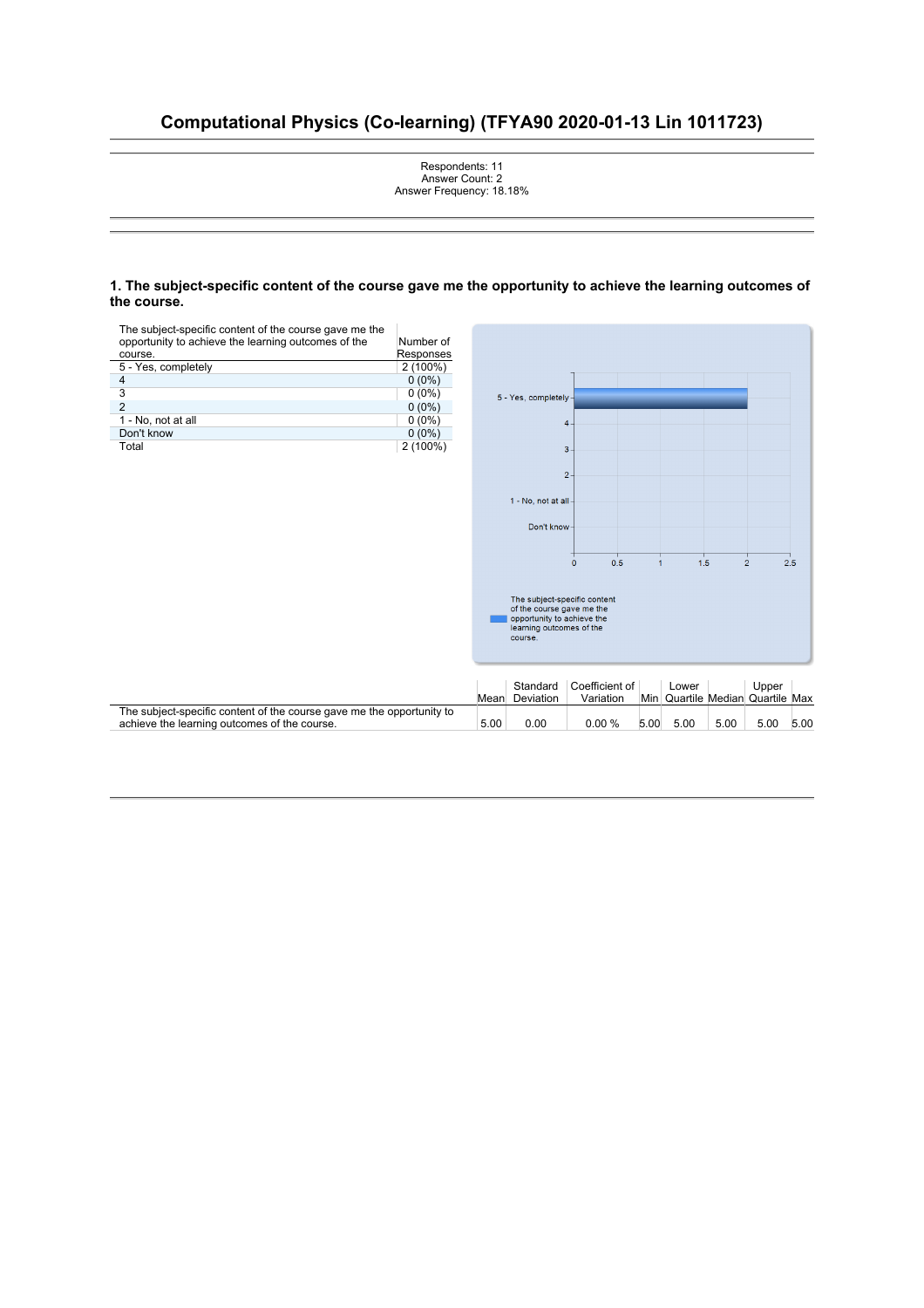# Computational Physics (Co-learning) (TFYA90 2020-01-13 Lin 1011723)

Respondents: 11
Answer Count: 2
Answer Frequency: 18.18%

### 1. The subject-specific content of the course gave me the opportunity to achieve the learning outcomes of the course.

| The subject-specific content of the course gave me the opportunity to achieve the learning outcomes of the course. | Number of Responses |
|---|---|
| 5 - Yes, completely | 2 (100%) |
| 4 | 0 (0%) |
| 3 | 0 (0%) |
| 2 | 0 (0%) |
| 1 - No, not at all | 0 (0%) |
| Don't know | 0 (0%) |
| Total | 2 (100%) |

| | Mean | Standard Deviation | Coefficient of Variation | Min | Lower Quartile | Median | Upper Quartile | Max |
|---|---|---|---|---|---|---|---|---|
| The subject-specific content of the course gave me the opportunity to achieve the learning outcomes of the course. | 5.00 | 0.00 | 0.00 % | 5.00 | 5.00 | 5.00 | 5.00 | 5.00 |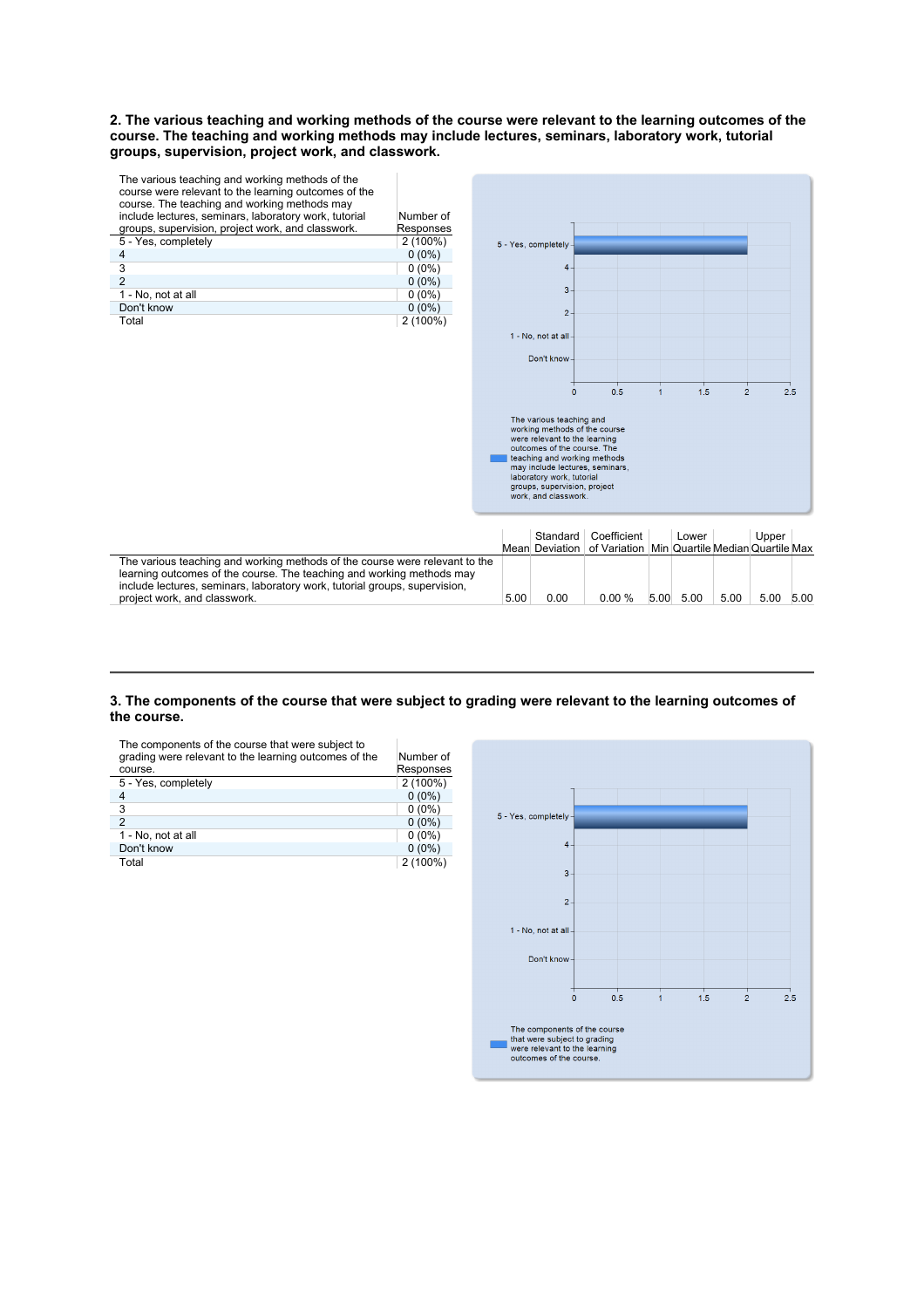### 2. The various teaching and working methods of the course were relevant to the learning outcomes of the course. The teaching and working methods may include lectures, seminars, laboratory work, tutorial groups, supervision, project work, and classwork.

| The various teaching and working methods of the course were relevant to the learning outcomes of the course. The teaching and working methods may include lectures, seminars, laboratory work, tutorial groups, supervision, project work, and classwork. | Number of Responses |
|---|---|
| 5 - Yes, completely | 2 (100%) |
| 4 | 0 (0%) |
| 3 | 0 (0%) |
| 2 | 0 (0%) |
| 1 - No, not at all | 0 (0%) |
| Don't know | 0 (0%) |
| Total | 2 (100%) |

| | Mean | Standard Deviation | Coefficient of Variation | Min | Lower Quartile | Median | Upper Quartile | Max |
|---|---|---|---|---|---|---|---|---|
| The various teaching and working methods of the course were relevant to the learning outcomes of the course. The teaching and working methods may include lectures, seminars, laboratory work, tutorial groups, supervision, project work, and classwork. | 5.00 | 0.00 | 0.00 % | 5.00 | 5.00 | 5.00 | 5.00 | 5.00 |

### 3. The components of the course that were subject to grading were relevant to the learning outcomes of the course.

| The components of the course that were subject to grading were relevant to the learning outcomes of the course. | Number of Responses |
|---|---|
| 5 - Yes, completely | 2 (100%) |
| 4 | 0 (0%) |
| 3 | 0 (0%) |
| 2 | 0 (0%) |
| 1 - No, not at all | 0 (0%) |
| Don't know | 0 (0%) |
| Total | 2 (100%) |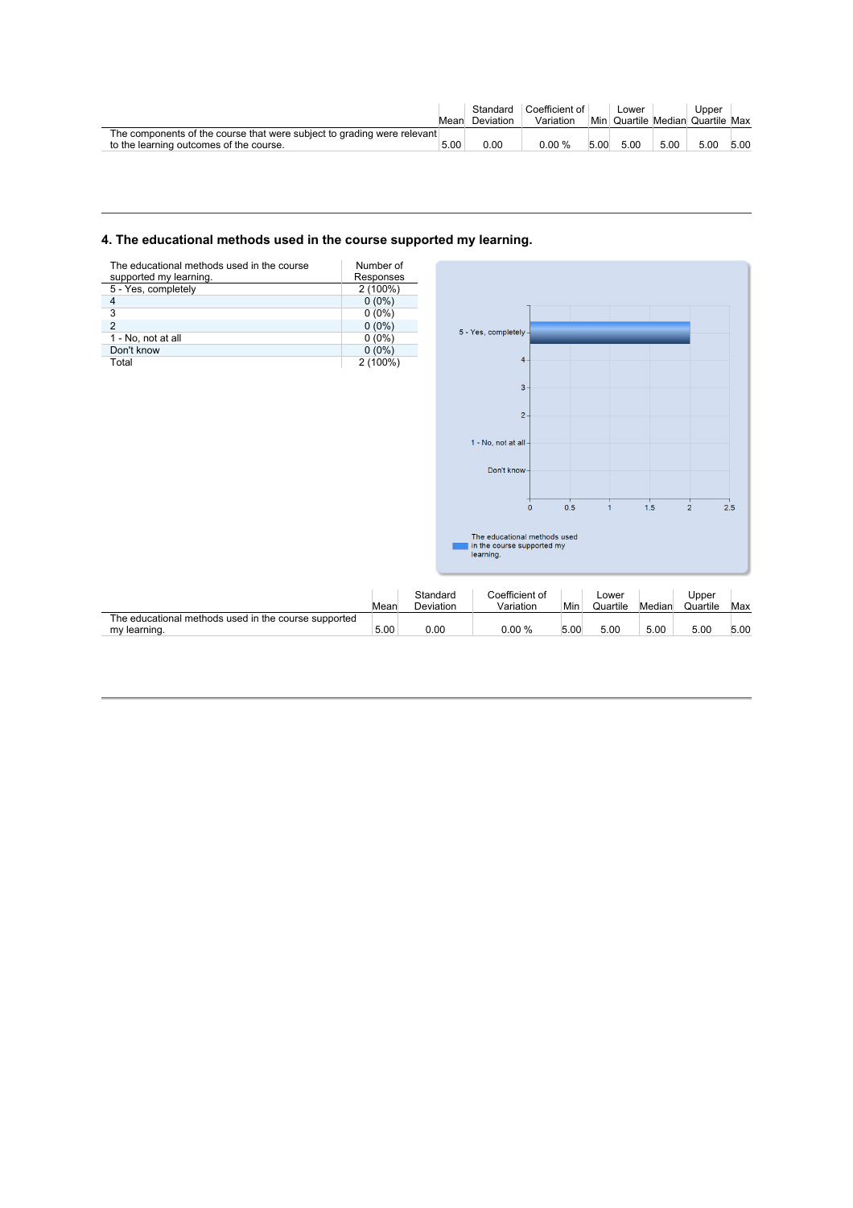| | Mean | Standard Deviation | Coefficient of Variation | Min | Lower Quartile | Median | Upper Quartile | Max |
|---|---|---|---|---|---|---|---|---|
| The components of the course that were subject to grading were relevant to the learning outcomes of the course. | 5.00 | 0.00 | 0.00 % | 5.00 | 5.00 | 5.00 | 5.00 | 5.00 |

## 4. The educational methods used in the course supported my learning.

| The educational methods used in the course supported my learning. | Number of Responses |
|---|---|
| 5 - Yes, completely | 2 (100%) |
| 4 | 0 (0%) |
| 3 | 0 (0%) |
| 2 | 0 (0%) |
| 1 - No, not at all | 0 (0%) |
| Don't know | 0 (0%) |
| Total | 2 (100%) |

| | Mean | Standard Deviation | Coefficient of Variation | Min | Lower Quartile | Median | Upper Quartile | Max |
|---|---|---|---|---|---|---|---|---|
| The educational methods used in the course supported my learning. | 5.00 | 0.00 | 0.00 % | 5.00 | 5.00 | 5.00 | 5.00 | 5.00 |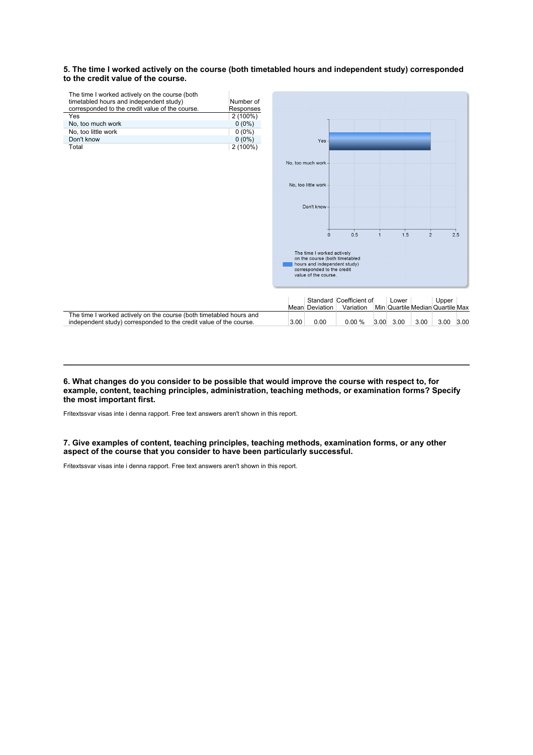**5. The time I worked actively on the course (both timetabled hours and independent study) corresponded to the credit value of the course.**

| The time I worked actively on the course (both timetabled hours and independent study) corresponded to the credit value of the course. | Number of Responses |
|---|---|
| Yes | 2 (100%) |
| No, too much work | 0 (0%) |
| No, too little work | 0 (0%) |
| Don't know | 0 (0%) |
| Total | 2 (100%) |

| | Mean | Standard Deviation | Coefficient of Variation | Min | Lower Quartile | Median | Upper Quartile | Max |
|---|---|---|---|---|---|---|---|---|
| The time I worked actively on the course (both timetabled hours and independent study) corresponded to the credit value of the course. | 3.00 | 0.00 | 0.00 % | 3.00 | 3.00 | 3.00 | 3.00 | 3.00 |

---

**6. What changes do you consider to be possible that would improve the course with respect to, for example, content, teaching principles, administration, teaching methods, or examination forms? Specify the most important first.**

Fritextssvar visas inte i denna rapport. Free text answers aren't shown in this report.

**7. Give examples of content, teaching principles, teaching methods, examination forms, or any other aspect of the course that you consider to have been particularly successful.**

Fritextssvar visas inte i denna rapport. Free text answers aren't shown in this report.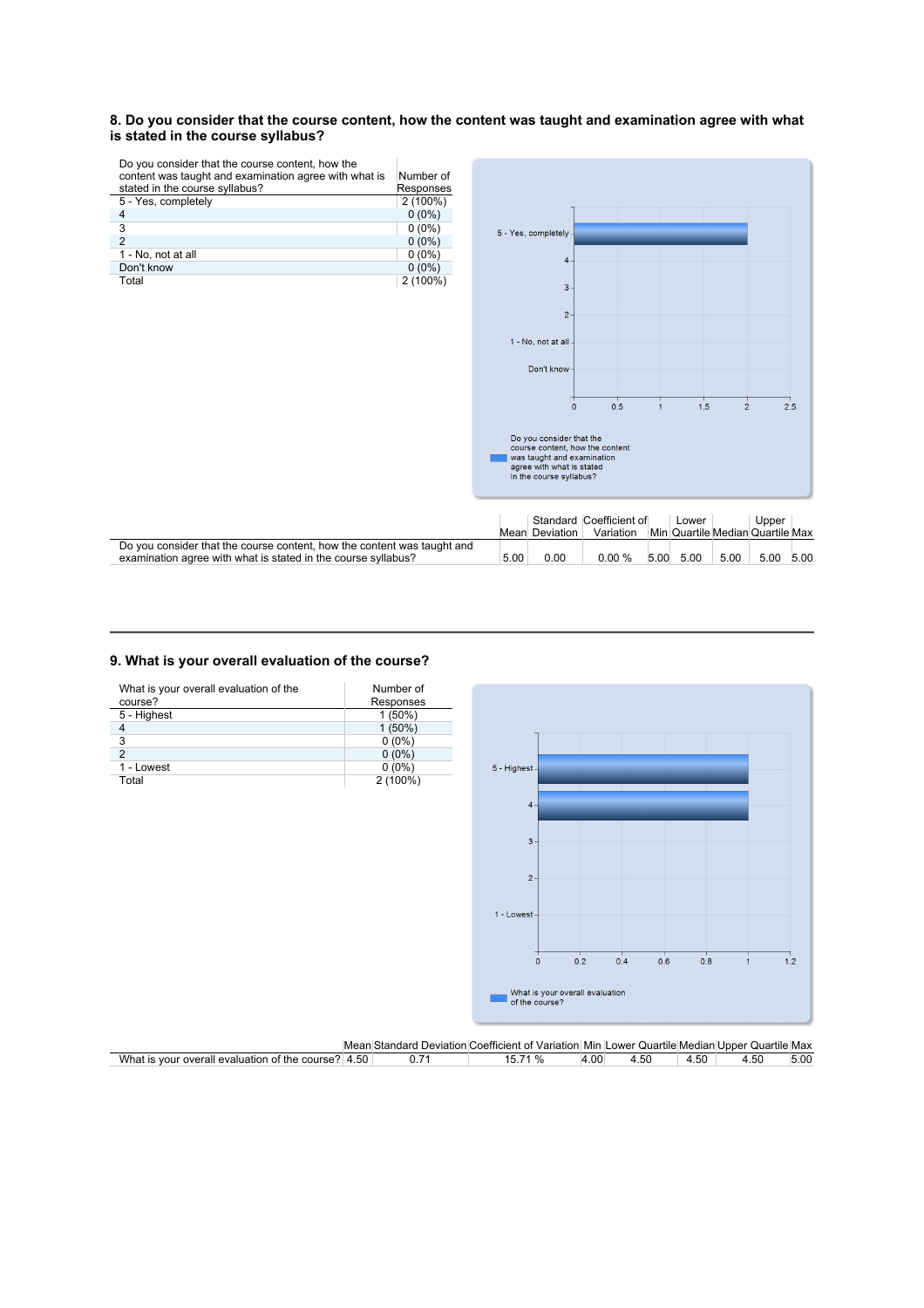### 8. Do you consider that the course content, how the content was taught and examination agree with what is stated in the course syllabus?

| Do you consider that the course content, how the content was taught and examination agree with what is stated in the course syllabus? | Number of Responses |
|---|---|
| 5 - Yes, completely | 2 (100%) |
| 4 | 0 (0%) |
| 3 | 0 (0%) |
| 2 | 0 (0%) |
| 1 - No, not at all | 0 (0%) |
| Don't know | 0 (0%) |
| Total | 2 (100%) |

| | Mean | Standard Deviation | Coefficient of Variation | Min | Lower Quartile | Median | Upper Quartile | Max |
|---|---|---|---|---|---|---|---|---|
| Do you consider that the course content, how the content was taught and examination agree with what is stated in the course syllabus? | 5.00 | 0.00 | 0.00 % | 5.00 | 5.00 | 5.00 | 5.00 | 5.00 |

### 9. What is your overall evaluation of the course?

| What is your overall evaluation of the course? | Number of Responses |
|---|---|
| 5 - Highest | 1 (50%) |
| 4 | 1 (50%) |
| 3 | 0 (0%) |
| 2 | 0 (0%) |
| 1 - Lowest | 0 (0%) |
| Total | 2 (100%) |

| | Mean | Standard Deviation | Coefficient of Variation | Min | Lower Quartile | Median | Upper Quartile | Max |
|---|---|---|---|---|---|---|---|---|
| What is your overall evaluation of the course? | 4.50 | 0.71 | 15.71 % | 4.00 | 4.50 | 4.50 | 4.50 | 5.00 |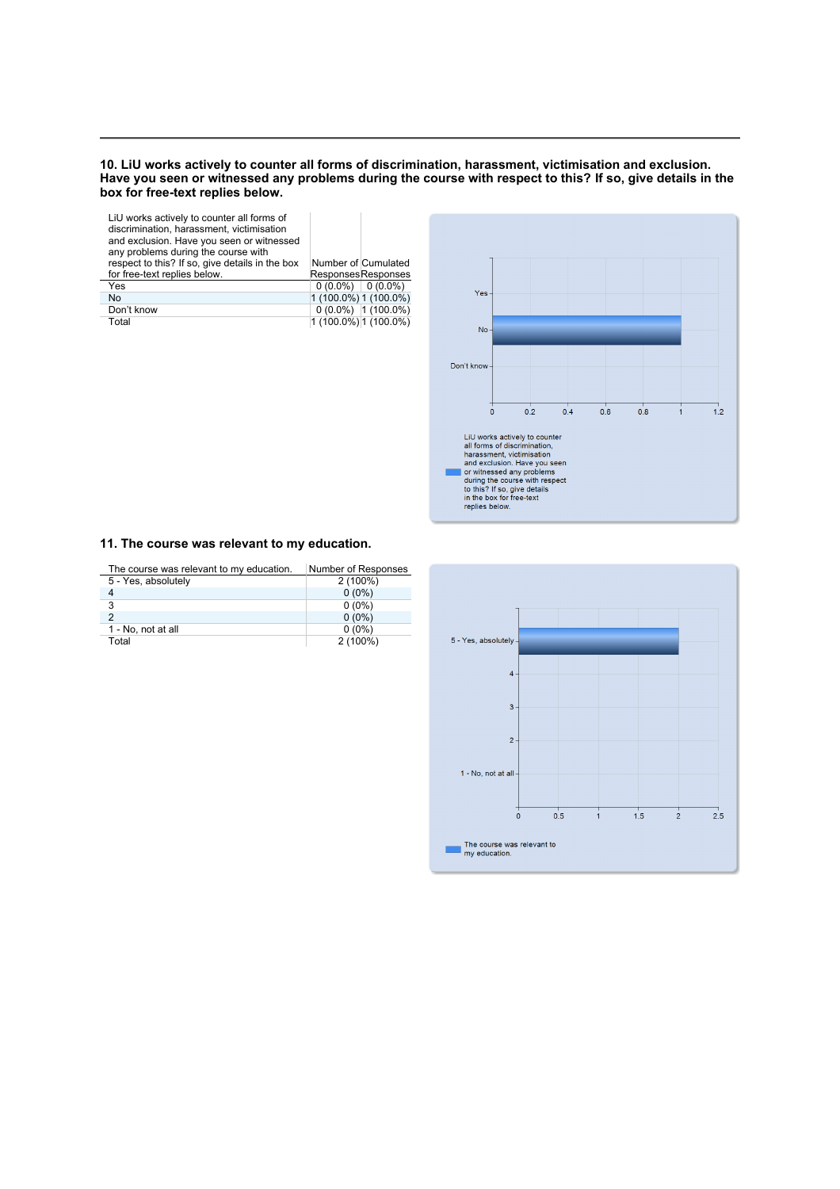### 10. LiU works actively to counter all forms of discrimination, harassment, victimisation and exclusion. Have you seen or witnessed any problems during the course with respect to this? If so, give details in the box for free-text replies below.

| LiU works actively to counter all forms of discrimination, harassment, victimisation and exclusion. Have you seen or witnessed any problems during the course with respect to this? If so, give details in the box for free-text replies below. | Number of Responses | Cumulated Responses |
|---|---|---|
| Yes | 0 (0.0%) | 0 (0.0%) |
| No | 1 (100.0%) | 1 (100.0%) |
| Don't know | 0 (0.0%) | 1 (100.0%) |
| Total | 1 (100.0%) | 1 (100.0%) |

### 11. The course was relevant to my education.

| The course was relevant to my education. | Number of Responses |
|---|---|
| 5 - Yes, absolutely | 2 (100%) |
| 4 | 0 (0%) |
| 3 | 0 (0%) |
| 2 | 0 (0%) |
| 1 - No, not at all | 0 (0%) |
| Total | 2 (100%) |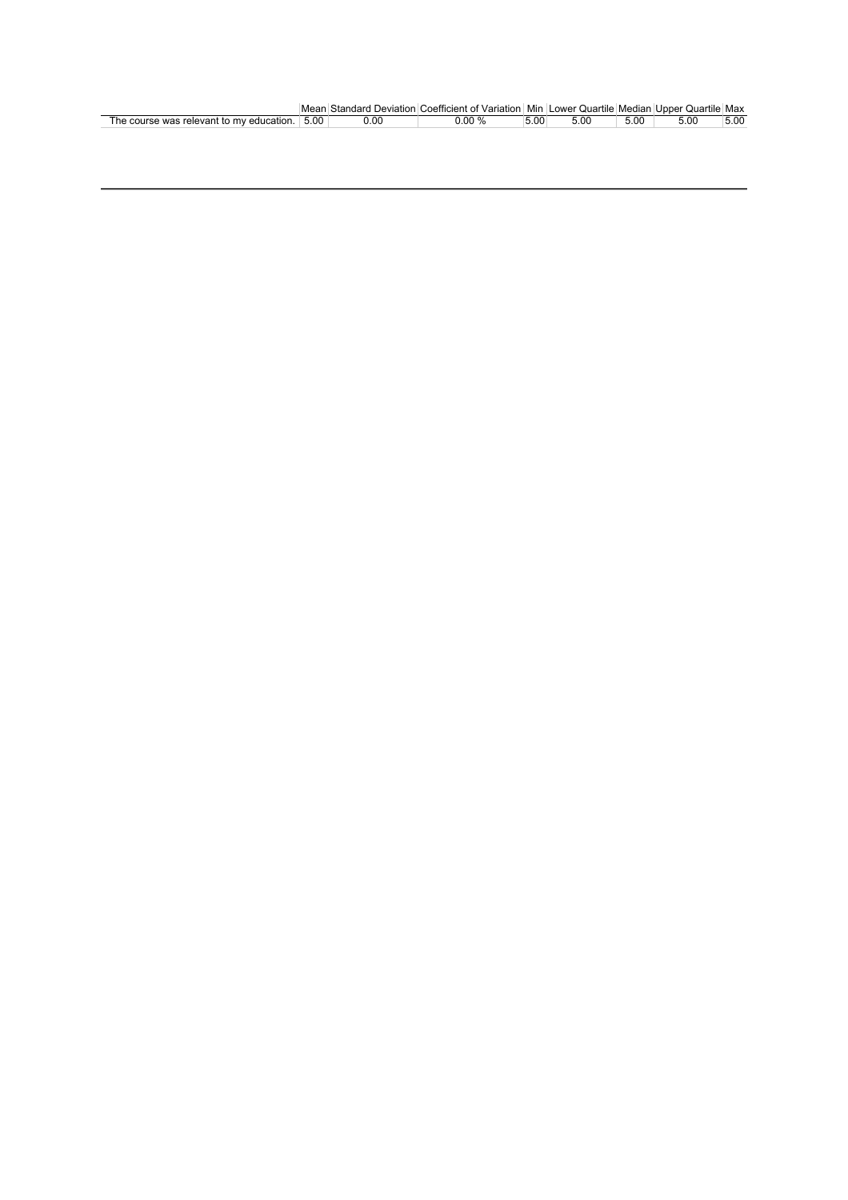| | Mean | Standard Deviation | Coefficient of Variation | Min | Lower Quartile | Median | Upper Quartile | Max |
|---|---|---|---|---|---|---|---|---|
| The course was relevant to my education. | 5.00 | 0.00 | 0.00 % | 5.00 | 5.00 | 5.00 | 5.00 | 5.00 |